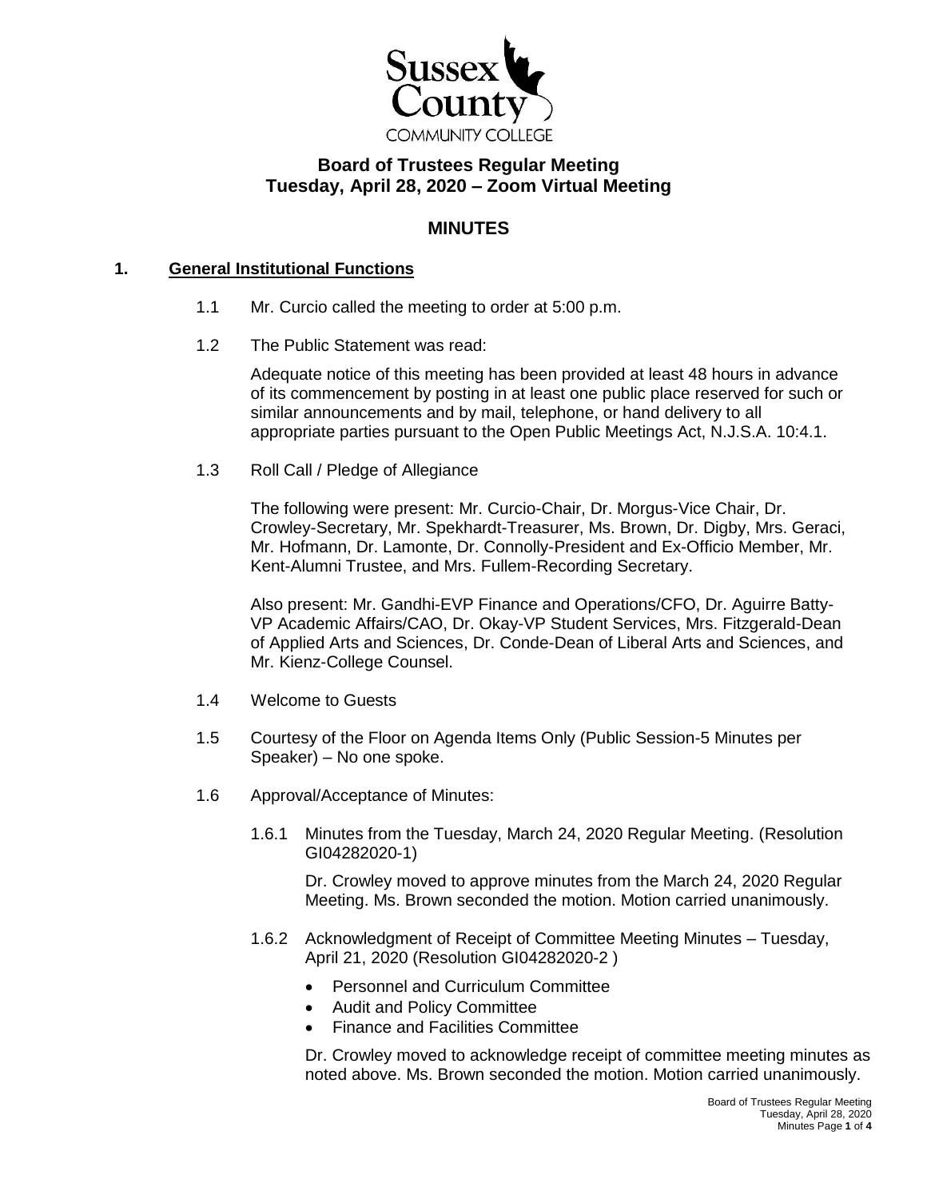Sussex County
COMMUNITY COLLEGE

# Board of Trustees Regular Meeting
## Tuesday, April 28, 2020 – Zoom Virtual Meeting

## MINUTES

### 1. General Institutional Functions

1.1 Mr. Curcio called the meeting to order at 5:00 p.m.

1.2 The Public Statement was read:

Adequate notice of this meeting has been provided at least 48 hours in advance of its commencement by posting in at least one public place reserved for such or similar announcements and by mail, telephone, or hand delivery to all appropriate parties pursuant to the Open Public Meetings Act, N.J.S.A. 10:4.1.

1.3 Roll Call / Pledge of Allegiance

The following were present: Mr. Curcio-Chair, Dr. Morgus-Vice Chair, Dr. Crowley-Secretary, Mr. Spekhardt-Treasurer, Ms. Brown, Dr. Digby, Mrs. Geraci, Mr. Hofmann, Dr. Lamonte, Dr. Connolly-President and Ex-Officio Member, Mr. Kent-Alumni Trustee, and Mrs. Fullem-Recording Secretary.

Also present: Mr. Gandhi-EVP Finance and Operations/CFO, Dr. Aguirre Batty-VP Academic Affairs/CAO, Dr. Okay-VP Student Services, Mrs. Fitzgerald-Dean of Applied Arts and Sciences, Dr. Conde-Dean of Liberal Arts and Sciences, and Mr. Kienz-College Counsel.

1.4 Welcome to Guests

1.5 Courtesy of the Floor on Agenda Items Only (Public Session-5 Minutes per Speaker) – No one spoke.

1.6 Approval/Acceptance of Minutes:

1.6.1 Minutes from the Tuesday, March 24, 2020 Regular Meeting. (Resolution GI04282020-1)

Dr. Crowley moved to approve minutes from the March 24, 2020 Regular Meeting. Ms. Brown seconded the motion. Motion carried unanimously.

1.6.2 Acknowledgment of Receipt of Committee Meeting Minutes – Tuesday, April 21, 2020 (Resolution GI04282020-2 )

- Personnel and Curriculum Committee
- Audit and Policy Committee
- Finance and Facilities Committee

Dr. Crowley moved to acknowledge receipt of committee meeting minutes as noted above. Ms. Brown seconded the motion. Motion carried unanimously.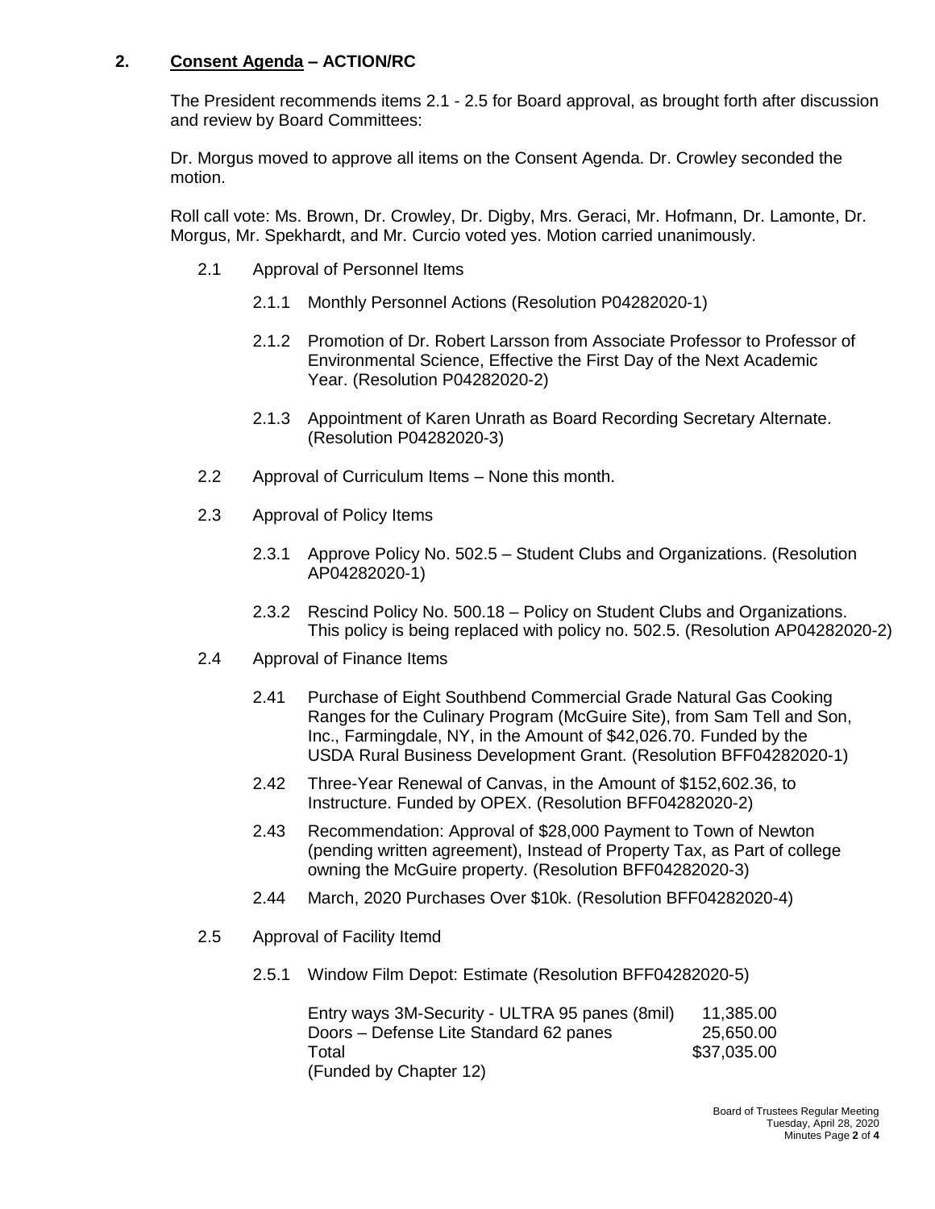## 2. Consent Agenda – ACTION/RC

The President recommends items 2.1 - 2.5 for Board approval, as brought forth after discussion and review by Board Committees:

Dr. Morgus moved to approve all items on the Consent Agenda. Dr. Crowley seconded the motion.

Roll call vote: Ms. Brown, Dr. Crowley, Dr. Digby, Mrs. Geraci, Mr. Hofmann, Dr. Lamonte, Dr. Morgus, Mr. Spekhardt, and Mr. Curcio voted yes. Motion carried unanimously.

2.1 Approval of Personnel Items

2.1.1 Monthly Personnel Actions (Resolution P04282020-1)

2.1.2 Promotion of Dr. Robert Larsson from Associate Professor to Professor of Environmental Science, Effective the First Day of the Next Academic Year. (Resolution P04282020-2)

2.1.3 Appointment of Karen Unrath as Board Recording Secretary Alternate. (Resolution P04282020-3)

2.2 Approval of Curriculum Items – None this month.

2.3 Approval of Policy Items

2.3.1 Approve Policy No. 502.5 – Student Clubs and Organizations. (Resolution AP04282020-1)

2.3.2 Rescind Policy No. 500.18 – Policy on Student Clubs and Organizations. This policy is being replaced with policy no. 502.5. (Resolution AP04282020-2)

2.4 Approval of Finance Items

2.41 Purchase of Eight Southbend Commercial Grade Natural Gas Cooking Ranges for the Culinary Program (McGuire Site), from Sam Tell and Son, Inc., Farmingdale, NY, in the Amount of $42,026.70. Funded by the USDA Rural Business Development Grant. (Resolution BFF04282020-1)

2.42 Three-Year Renewal of Canvas, in the Amount of $152,602.36, to Instructure. Funded by OPEX. (Resolution BFF04282020-2)

2.43 Recommendation: Approval of $28,000 Payment to Town of Newton (pending written agreement), Instead of Property Tax, as Part of college owning the McGuire property. (Resolution BFF04282020-3)

2.44 March, 2020 Purchases Over $10k. (Resolution BFF04282020-4)

2.5 Approval of Facility Itemd

2.5.1 Window Film Depot: Estimate (Resolution BFF04282020-5)

| | |
|---|---|
| Entry ways 3M-Security - ULTRA 95 panes (8mil) | 11,385.00 |
| Doors – Defense Lite Standard 62 panes | 25,650.00 |
| Total | $37,035.00 |

(Funded by Chapter 12)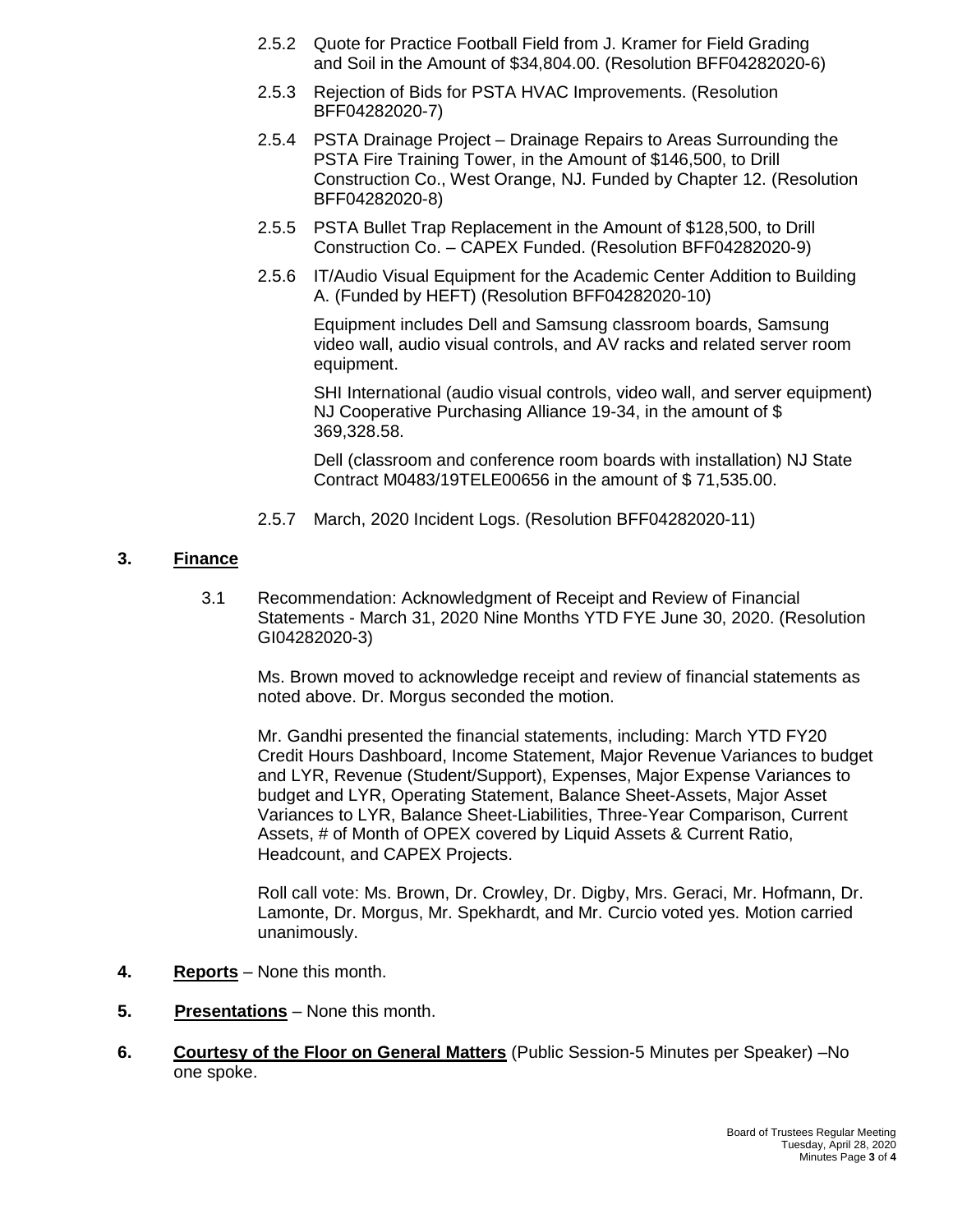2.5.2 Quote for Practice Football Field from J. Kramer for Field Grading and Soil in the Amount of $34,804.00. (Resolution BFF04282020-6)

2.5.3 Rejection of Bids for PSTA HVAC Improvements. (Resolution BFF04282020-7)

2.5.4 PSTA Drainage Project – Drainage Repairs to Areas Surrounding the PSTA Fire Training Tower, in the Amount of $146,500, to Drill Construction Co., West Orange, NJ. Funded by Chapter 12. (Resolution BFF04282020-8)

2.5.5 PSTA Bullet Trap Replacement in the Amount of $128,500, to Drill Construction Co. – CAPEX Funded. (Resolution BFF04282020-9)

2.5.6 IT/Audio Visual Equipment for the Academic Center Addition to Building A. (Funded by HEFT) (Resolution BFF04282020-10)

Equipment includes Dell and Samsung classroom boards, Samsung video wall, audio visual controls, and AV racks and related server room equipment.

SHI International (audio visual controls, video wall, and server equipment) NJ Cooperative Purchasing Alliance 19-34, in the amount of $ 369,328.58.

Dell (classroom and conference room boards with installation) NJ State Contract M0483/19TELE00656 in the amount of $ 71,535.00.

2.5.7 March, 2020 Incident Logs. (Resolution BFF04282020-11)

## 3. **Finance**

3.1 Recommendation: Acknowledgment of Receipt and Review of Financial Statements - March 31, 2020 Nine Months YTD FYE June 30, 2020. (Resolution GI04282020-3)

Ms. Brown moved to acknowledge receipt and review of financial statements as noted above. Dr. Morgus seconded the motion.

Mr. Gandhi presented the financial statements, including: March YTD FY20 Credit Hours Dashboard, Income Statement, Major Revenue Variances to budget and LYR, Revenue (Student/Support), Expenses, Major Expense Variances to budget and LYR, Operating Statement, Balance Sheet-Assets, Major Asset Variances to LYR, Balance Sheet-Liabilities, Three-Year Comparison, Current Assets, # of Month of OPEX covered by Liquid Assets & Current Ratio, Headcount, and CAPEX Projects.

Roll call vote: Ms. Brown, Dr. Crowley, Dr. Digby, Mrs. Geraci, Mr. Hofmann, Dr. Lamonte, Dr. Morgus, Mr. Spekhardt, and Mr. Curcio voted yes. Motion carried unanimously.

## 4. **Reports** – None this month.

## 5. **Presentations** – None this month.

## 6. **Courtesy of the Floor on General Matters** (Public Session-5 Minutes per Speaker) –No one spoke.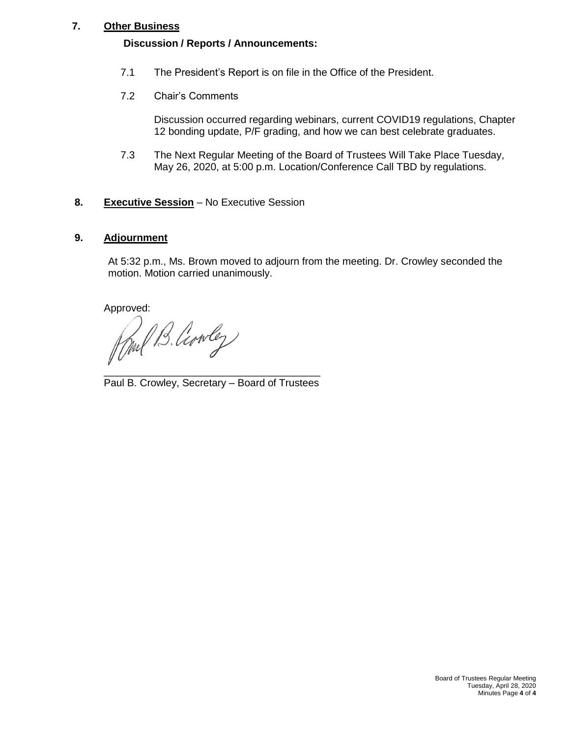**7. Other Business**

**Discussion / Reports / Announcements:**

7.1 The President's Report is on file in the Office of the President.

7.2 Chair's Comments

Discussion occurred regarding webinars, current COVID19 regulations, Chapter 12 bonding update, P/F grading, and how we can best celebrate graduates.

7.3 The Next Regular Meeting of the Board of Trustees Will Take Place Tuesday, May 26, 2020, at 5:00 p.m. Location/Conference Call TBD by regulations.

**8. Executive Session** – No Executive Session

**9. Adjournment**

At 5:32 p.m., Ms. Brown moved to adjourn from the meeting. Dr. Crowley seconded the motion. Motion carried unanimously.

Approved:

Paul B. Crowley

\_\_\_\_\_\_\_\_\_\_\_\_\_\_\_\_\_\_\_\_\_\_\_\_\_\_\_\_\_\_\_\_\_\_\_\_\_\_

Paul B. Crowley, Secretary – Board of Trustees